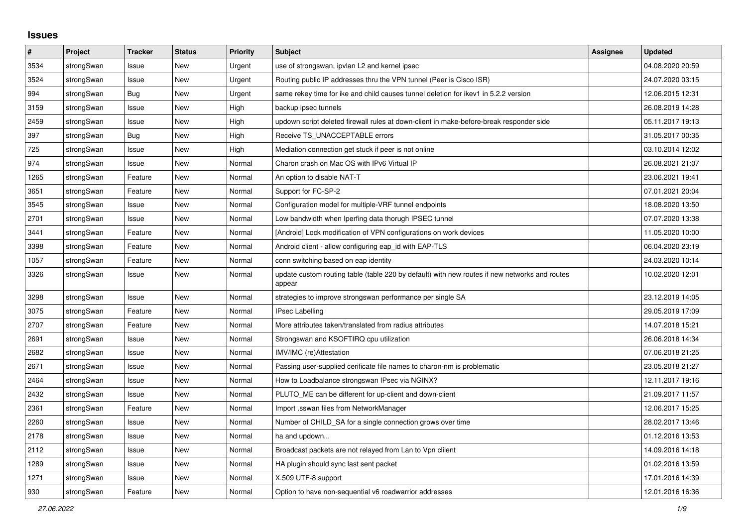# Issues

| # | Project | Tracker | Status | Priority | Subject | Assignee | Updated |
|---|---|---|---|---|---|---|---|
| 3534 | strongSwan | Issue | New | Urgent | use of strongswan, ipvlan L2 and kernel ipsec | | 04.08.2020 20:59 |
| 3524 | strongSwan | Issue | New | Urgent | Routing public IP addresses thru the VPN tunnel (Peer is Cisco ISR) | | 24.07.2020 03:15 |
| 994 | strongSwan | Bug | New | Urgent | same rekey time for ike and child causes tunnel deletion for ikev1 in 5.2.2 version | | 12.06.2015 12:31 |
| 3159 | strongSwan | Issue | New | High | backup ipsec tunnels | | 26.08.2019 14:28 |
| 2459 | strongSwan | Issue | New | High | updown script deleted firewall rules at down-client in make-before-break responder side | | 05.11.2017 19:13 |
| 397 | strongSwan | Bug | New | High | Receive TS_UNACCEPTABLE errors | | 31.05.2017 00:35 |
| 725 | strongSwan | Issue | New | High | Mediation connection get stuck if peer is not online | | 03.10.2014 12:02 |
| 974 | strongSwan | Issue | New | Normal | Charon crash on Mac OS with IPv6 Virtual IP | | 26.08.2021 21:07 |
| 1265 | strongSwan | Feature | New | Normal | An option to disable NAT-T | | 23.06.2021 19:41 |
| 3651 | strongSwan | Feature | New | Normal | Support for FC-SP-2 | | 07.01.2021 20:04 |
| 3545 | strongSwan | Issue | New | Normal | Configuration model for multiple-VRF tunnel endpoints | | 18.08.2020 13:50 |
| 2701 | strongSwan | Issue | New | Normal | Low bandwidth when Iperfing data thorugh IPSEC tunnel | | 07.07.2020 13:38 |
| 3441 | strongSwan | Feature | New | Normal | [Android] Lock modification of VPN configurations on work devices | | 11.05.2020 10:00 |
| 3398 | strongSwan | Feature | New | Normal | Android client - allow configuring eap_id with EAP-TLS | | 06.04.2020 23:19 |
| 1057 | strongSwan | Feature | New | Normal | conn switching based on eap identity | | 24.03.2020 10:14 |
| 3326 | strongSwan | Issue | New | Normal | update custom routing table (table 220 by default) with new routes if new networks and routes appear | | 10.02.2020 12:01 |
| 3298 | strongSwan | Issue | New | Normal | strategies to improve strongswan performance per single SA | | 23.12.2019 14:05 |
| 3075 | strongSwan | Feature | New | Normal | IPsec Labelling | | 29.05.2019 17:09 |
| 2707 | strongSwan | Feature | New | Normal | More attributes taken/translated from radius attributes | | 14.07.2018 15:21 |
| 2691 | strongSwan | Issue | New | Normal | Strongswan and KSOFTIRQ cpu utilization | | 26.06.2018 14:34 |
| 2682 | strongSwan | Issue | New | Normal | IMV/IMC (re)Attestation | | 07.06.2018 21:25 |
| 2671 | strongSwan | Issue | New | Normal | Passing user-supplied cerificate file names to charon-nm is problematic | | 23.05.2018 21:27 |
| 2464 | strongSwan | Issue | New | Normal | How to Loadbalance strongswan IPsec via NGINX? | | 12.11.2017 19:16 |
| 2432 | strongSwan | Issue | New | Normal | PLUTO_ME can be different for up-client and down-client | | 21.09.2017 11:57 |
| 2361 | strongSwan | Feature | New | Normal | Import .sswan files from NetworkManager | | 12.06.2017 15:25 |
| 2260 | strongSwan | Issue | New | Normal | Number of CHILD_SA for a single connection grows over time | | 28.02.2017 13:46 |
| 2178 | strongSwan | Issue | New | Normal | ha and updown... | | 01.12.2016 13:53 |
| 2112 | strongSwan | Issue | New | Normal | Broadcast packets are not relayed from Lan to Vpn clilent | | 14.09.2016 14:18 |
| 1289 | strongSwan | Issue | New | Normal | HA plugin should sync last sent packet | | 01.02.2016 13:59 |
| 1271 | strongSwan | Issue | New | Normal | X.509 UTF-8 support | | 17.01.2016 14:39 |
| 930 | strongSwan | Feature | New | Normal | Option to have non-sequential v6 roadwarrior addresses | | 12.01.2016 16:36 |

*27.06.2022*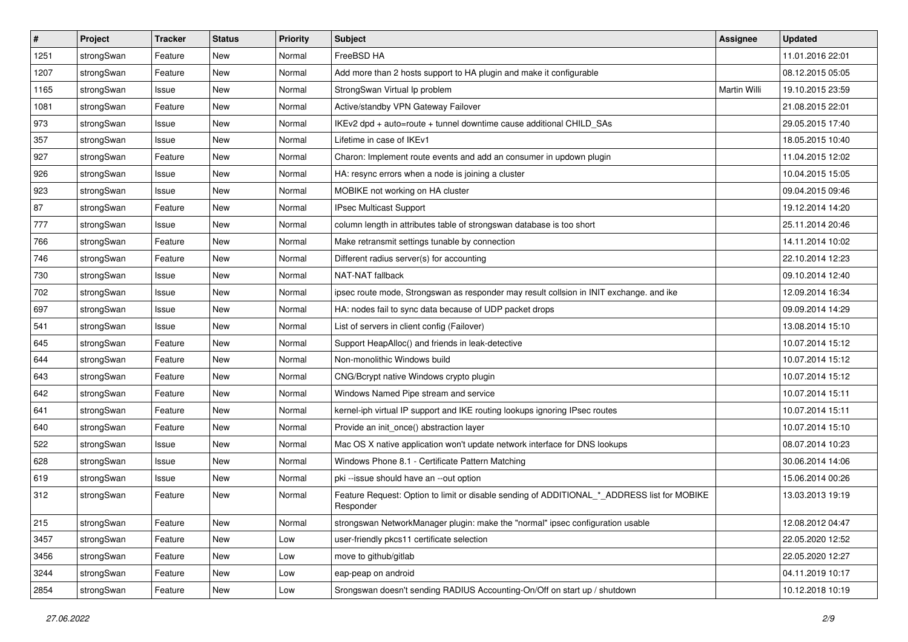| # | Project | Tracker | Status | Priority | Subject | Assignee | Updated |
|---|---|---|---|---|---|---|---|
| 1251 | strongSwan | Feature | New | Normal | FreeBSD HA | | 11.01.2016 22:01 |
| 1207 | strongSwan | Feature | New | Normal | Add more than 2 hosts support to HA plugin and make it configurable | | 08.12.2015 05:05 |
| 1165 | strongSwan | Issue | New | Normal | StrongSwan Virtual Ip problem | Martin Willi | 19.10.2015 23:59 |
| 1081 | strongSwan | Feature | New | Normal | Active/standby VPN Gateway Failover | | 21.08.2015 22:01 |
| 973 | strongSwan | Issue | New | Normal | IKEv2 dpd + auto=route + tunnel downtime cause additional CHILD_SAs | | 29.05.2015 17:40 |
| 357 | strongSwan | Issue | New | Normal | Lifetime in case of IKEv1 | | 18.05.2015 10:40 |
| 927 | strongSwan | Feature | New | Normal | Charon: Implement route events and add an consumer in updown plugin | | 11.04.2015 12:02 |
| 926 | strongSwan | Issue | New | Normal | HA: resync errors when a node is joining a cluster | | 10.04.2015 15:05 |
| 923 | strongSwan | Issue | New | Normal | MOBIKE not working on HA cluster | | 09.04.2015 09:46 |
| 87 | strongSwan | Feature | New | Normal | IPsec Multicast Support | | 19.12.2014 14:20 |
| 777 | strongSwan | Issue | New | Normal | column length in attributes table of strongswan database is too short | | 25.11.2014 20:46 |
| 766 | strongSwan | Feature | New | Normal | Make retransmit settings tunable by connection | | 14.11.2014 10:02 |
| 746 | strongSwan | Feature | New | Normal | Different radius server(s) for accounting | | 22.10.2014 12:23 |
| 730 | strongSwan | Issue | New | Normal | NAT-NAT fallback | | 09.10.2014 12:40 |
| 702 | strongSwan | Issue | New | Normal | ipsec route mode, Strongswan as responder may result collsion in INIT exchange. and ike | | 12.09.2014 16:34 |
| 697 | strongSwan | Issue | New | Normal | HA: nodes fail to sync data because of UDP packet drops | | 09.09.2014 14:29 |
| 541 | strongSwan | Issue | New | Normal | List of servers in client config (Failover) | | 13.08.2014 15:10 |
| 645 | strongSwan | Feature | New | Normal | Support HeapAlloc() and friends in leak-detective | | 10.07.2014 15:12 |
| 644 | strongSwan | Feature | New | Normal | Non-monolithic Windows build | | 10.07.2014 15:12 |
| 643 | strongSwan | Feature | New | Normal | CNG/Bcrypt native Windows crypto plugin | | 10.07.2014 15:12 |
| 642 | strongSwan | Feature | New | Normal | Windows Named Pipe stream and service | | 10.07.2014 15:11 |
| 641 | strongSwan | Feature | New | Normal | kernel-iph virtual IP support and IKE routing lookups ignoring IPsec routes | | 10.07.2014 15:11 |
| 640 | strongSwan | Feature | New | Normal | Provide an init_once() abstraction layer | | 10.07.2014 15:10 |
| 522 | strongSwan | Issue | New | Normal | Mac OS X native application won't update network interface for DNS lookups | | 08.07.2014 10:23 |
| 628 | strongSwan | Issue | New | Normal | Windows Phone 8.1 - Certificate Pattern Matching | | 30.06.2014 14:06 |
| 619 | strongSwan | Issue | New | Normal | pki --issue should have an --out option | | 15.06.2014 00:26 |
| 312 | strongSwan | Feature | New | Normal | Feature Request: Option to limit or disable sending of ADDITIONAL_*_ADDRESS list for MOBIKE Responder | | 13.03.2013 19:19 |
| 215 | strongSwan | Feature | New | Normal | strongswan NetworkManager plugin: make the "normal" ipsec configuration usable | | 12.08.2012 04:47 |
| 3457 | strongSwan | Feature | New | Low | user-friendly pkcs11 certificate selection | | 22.05.2020 12:52 |
| 3456 | strongSwan | Feature | New | Low | move to github/gitlab | | 22.05.2020 12:27 |
| 3244 | strongSwan | Feature | New | Low | eap-peap on android | | 04.11.2019 10:17 |
| 2854 | strongSwan | Feature | New | Low | Srongswan doesn't sending RADIUS Accounting-On/Off on start up / shutdown | | 10.12.2018 10:19 |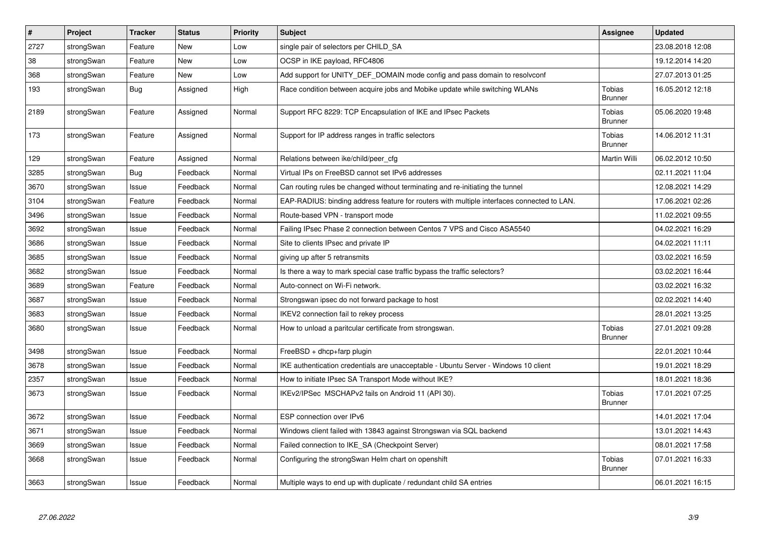| # | Project | Tracker | Status | Priority | Subject | Assignee | Updated |
|---|---|---|---|---|---|---|---|
| 2727 | strongSwan | Feature | New | Low | single pair of selectors per CHILD_SA | | 23.08.2018 12:08 |
| 38 | strongSwan | Feature | New | Low | OCSP in IKE payload, RFC4806 | | 19.12.2014 14:20 |
| 368 | strongSwan | Feature | New | Low | Add support for UNITY_DEF_DOMAIN mode config and pass domain to resolvconf | | 27.07.2013 01:25 |
| 193 | strongSwan | Bug | Assigned | High | Race condition between acquire jobs and Mobike update while switching WLANs | Tobias Brunner | 16.05.2012 12:18 |
| 2189 | strongSwan | Feature | Assigned | Normal | Support RFC 8229: TCP Encapsulation of IKE and IPsec Packets | Tobias Brunner | 05.06.2020 19:48 |
| 173 | strongSwan | Feature | Assigned | Normal | Support for IP address ranges in traffic selectors | Tobias Brunner | 14.06.2012 11:31 |
| 129 | strongSwan | Feature | Assigned | Normal | Relations between ike/child/peer_cfg | Martin Willi | 06.02.2012 10:50 |
| 3285 | strongSwan | Bug | Feedback | Normal | Virtual IPs on FreeBSD cannot set IPv6 addresses | | 02.11.2021 11:04 |
| 3670 | strongSwan | Issue | Feedback | Normal | Can routing rules be changed without terminating and re-initiating the tunnel | | 12.08.2021 14:29 |
| 3104 | strongSwan | Feature | Feedback | Normal | EAP-RADIUS: binding address feature for routers with multiple interfaces connected to LAN. | | 17.06.2021 02:26 |
| 3496 | strongSwan | Issue | Feedback | Normal | Route-based VPN - transport mode | | 11.02.2021 09:55 |
| 3692 | strongSwan | Issue | Feedback | Normal | Failing IPsec Phase 2 connection between Centos 7 VPS and Cisco ASA5540 | | 04.02.2021 16:29 |
| 3686 | strongSwan | Issue | Feedback | Normal | Site to clients IPsec and private IP | | 04.02.2021 11:11 |
| 3685 | strongSwan | Issue | Feedback | Normal | giving up after 5 retransmits | | 03.02.2021 16:59 |
| 3682 | strongSwan | Issue | Feedback | Normal | Is there a way to mark special case traffic bypass the traffic selectors? | | 03.02.2021 16:44 |
| 3689 | strongSwan | Feature | Feedback | Normal | Auto-connect on Wi-Fi network. | | 03.02.2021 16:32 |
| 3687 | strongSwan | Issue | Feedback | Normal | Strongswan ipsec do not forward package to host | | 02.02.2021 14:40 |
| 3683 | strongSwan | Issue | Feedback | Normal | IKEV2 connection fail to rekey process | | 28.01.2021 13:25 |
| 3680 | strongSwan | Issue | Feedback | Normal | How to unload a paritcular certificate from strongswan. | Tobias Brunner | 27.01.2021 09:28 |
| 3498 | strongSwan | Issue | Feedback | Normal | FreeBSD + dhcp+farp plugin | | 22.01.2021 10:44 |
| 3678 | strongSwan | Issue | Feedback | Normal | IKE authentication credentials are unacceptable - Ubuntu Server - Windows 10 client | | 19.01.2021 18:29 |
| 2357 | strongSwan | Issue | Feedback | Normal | How to initiate IPsec SA Transport Mode without IKE? | | 18.01.2021 18:36 |
| 3673 | strongSwan | Issue | Feedback | Normal | IKEv2/IPSec MSCHAPv2 fails on Android 11 (API 30). | Tobias Brunner | 17.01.2021 07:25 |
| 3672 | strongSwan | Issue | Feedback | Normal | ESP connection over IPv6 | | 14.01.2021 17:04 |
| 3671 | strongSwan | Issue | Feedback | Normal | Windows client failed with 13843 against Strongswan via SQL backend | | 13.01.2021 14:43 |
| 3669 | strongSwan | Issue | Feedback | Normal | Failed connection to IKE_SA (Checkpoint Server) | | 08.01.2021 17:58 |
| 3668 | strongSwan | Issue | Feedback | Normal | Configuring the strongSwan Helm chart on openshift | Tobias Brunner | 07.01.2021 16:33 |
| 3663 | strongSwan | Issue | Feedback | Normal | Multiple ways to end up with duplicate / redundant child SA entries | | 06.01.2021 16:15 |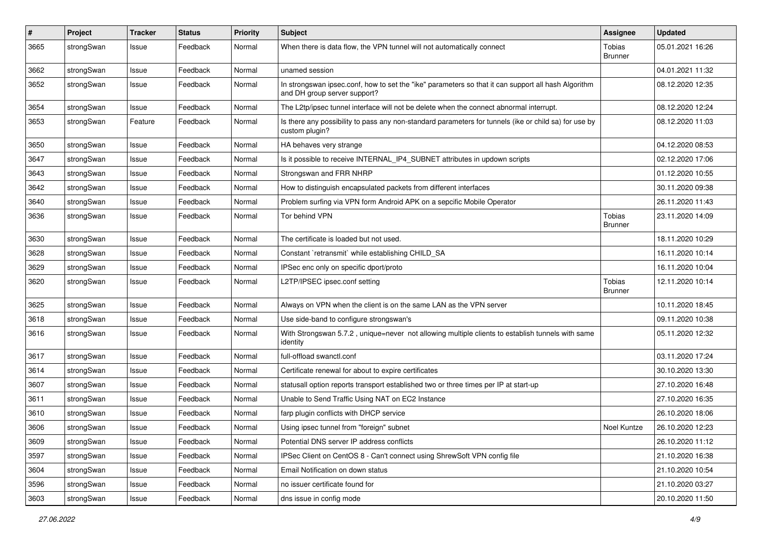| # | Project | Tracker | Status | Priority | Subject | Assignee | Updated |
|---|---|---|---|---|---|---|---|
| 3665 | strongSwan | Issue | Feedback | Normal | When there is data flow, the VPN tunnel will not automatically connect | Tobias Brunner | 05.01.2021 16:26 |
| 3662 | strongSwan | Issue | Feedback | Normal | unamed session | | 04.01.2021 11:32 |
| 3652 | strongSwan | Issue | Feedback | Normal | In strongswan ipsec.conf, how to set the "ike" parameters so that it can support all hash Algorithm and DH group server support? | | 08.12.2020 12:35 |
| 3654 | strongSwan | Issue | Feedback | Normal | The L2tp/ipsec tunnel interface will not be delete when the connect abnormal interrupt. | | 08.12.2020 12:24 |
| 3653 | strongSwan | Feature | Feedback | Normal | Is there any possibility to pass any non-standard parameters for tunnels (ike or child sa) for use by custom plugin? | | 08.12.2020 11:03 |
| 3650 | strongSwan | Issue | Feedback | Normal | HA behaves very strange | | 04.12.2020 08:53 |
| 3647 | strongSwan | Issue | Feedback | Normal | Is it possible to receive INTERNAL_IP4_SUBNET attributes in updown scripts | | 02.12.2020 17:06 |
| 3643 | strongSwan | Issue | Feedback | Normal | Strongswan and FRR NHRP | | 01.12.2020 10:55 |
| 3642 | strongSwan | Issue | Feedback | Normal | How to distinguish encapsulated packets from different interfaces | | 30.11.2020 09:38 |
| 3640 | strongSwan | Issue | Feedback | Normal | Problem surfing via VPN form Android APK on a sepcific Mobile Operator | | 26.11.2020 11:43 |
| 3636 | strongSwan | Issue | Feedback | Normal | Tor behind VPN | Tobias Brunner | 23.11.2020 14:09 |
| 3630 | strongSwan | Issue | Feedback | Normal | The certificate is loaded but not used. | | 18.11.2020 10:29 |
| 3628 | strongSwan | Issue | Feedback | Normal | Constant `retransmit` while establishing CHILD_SA | | 16.11.2020 10:14 |
| 3629 | strongSwan | Issue | Feedback | Normal | IPSec enc only on specific dport/proto | | 16.11.2020 10:04 |
| 3620 | strongSwan | Issue | Feedback | Normal | L2TP/IPSEC ipsec.conf setting | Tobias Brunner | 12.11.2020 10:14 |
| 3625 | strongSwan | Issue | Feedback | Normal | Always on VPN when the client is on the same LAN as the VPN server | | 10.11.2020 18:45 |
| 3618 | strongSwan | Issue | Feedback | Normal | Use side-band to configure strongswan's | | 09.11.2020 10:38 |
| 3616 | strongSwan | Issue | Feedback | Normal | With Strongswan 5.7.2 , unique=never not allowing multiple clients to establish tunnels with same identity | | 05.11.2020 12:32 |
| 3617 | strongSwan | Issue | Feedback | Normal | full-offload swanctl.conf | | 03.11.2020 17:24 |
| 3614 | strongSwan | Issue | Feedback | Normal | Certificate renewal for about to expire certificates | | 30.10.2020 13:30 |
| 3607 | strongSwan | Issue | Feedback | Normal | statusall option reports transport established two or three times per IP at start-up | | 27.10.2020 16:48 |
| 3611 | strongSwan | Issue | Feedback | Normal | Unable to Send Traffic Using NAT on EC2 Instance | | 27.10.2020 16:35 |
| 3610 | strongSwan | Issue | Feedback | Normal | farp plugin conflicts with DHCP service | | 26.10.2020 18:06 |
| 3606 | strongSwan | Issue | Feedback | Normal | Using ipsec tunnel from "foreign" subnet | Noel Kuntze | 26.10.2020 12:23 |
| 3609 | strongSwan | Issue | Feedback | Normal | Potential DNS server IP address conflicts | | 26.10.2020 11:12 |
| 3597 | strongSwan | Issue | Feedback | Normal | IPSec Client on CentOS 8 - Can't connect using ShrewSoft VPN config file | | 21.10.2020 16:38 |
| 3604 | strongSwan | Issue | Feedback | Normal | Email Notification on down status | | 21.10.2020 10:54 |
| 3596 | strongSwan | Issue | Feedback | Normal | no issuer certificate found for | | 21.10.2020 03:27 |
| 3603 | strongSwan | Issue | Feedback | Normal | dns issue in config mode | | 20.10.2020 11:50 |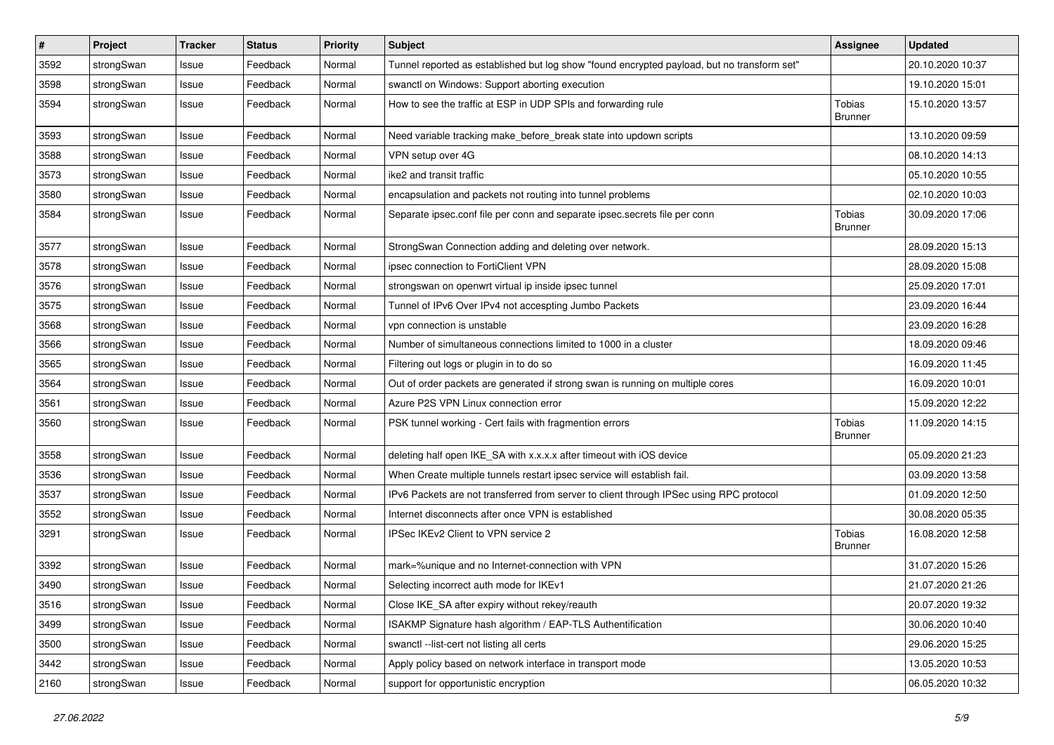| # | Project | Tracker | Status | Priority | Subject | Assignee | Updated |
|---|---|---|---|---|---|---|---|
| 3592 | strongSwan | Issue | Feedback | Normal | Tunnel reported as established but log show "found encrypted payload, but no transform set" | | 20.10.2020 10:37 |
| 3598 | strongSwan | Issue | Feedback | Normal | swanctl on Windows: Support aborting execution | | 19.10.2020 15:01 |
| 3594 | strongSwan | Issue | Feedback | Normal | How to see the traffic at ESP in UDP SPIs and forwarding rule | Tobias Brunner | 15.10.2020 13:57 |
| 3593 | strongSwan | Issue | Feedback | Normal | Need variable tracking make_before_break state into updown scripts | | 13.10.2020 09:59 |
| 3588 | strongSwan | Issue | Feedback | Normal | VPN setup over 4G | | 08.10.2020 14:13 |
| 3573 | strongSwan | Issue | Feedback | Normal | ike2 and transit traffic | | 05.10.2020 10:55 |
| 3580 | strongSwan | Issue | Feedback | Normal | encapsulation and packets not routing into tunnel problems | | 02.10.2020 10:03 |
| 3584 | strongSwan | Issue | Feedback | Normal | Separate ipsec.conf file per conn and separate ipsec.secrets file per conn | Tobias Brunner | 30.09.2020 17:06 |
| 3577 | strongSwan | Issue | Feedback | Normal | StrongSwan Connection adding and deleting over network. | | 28.09.2020 15:13 |
| 3578 | strongSwan | Issue | Feedback | Normal | ipsec connection to FortiClient VPN | | 28.09.2020 15:08 |
| 3576 | strongSwan | Issue | Feedback | Normal | strongswan on openwrt virtual ip inside ipsec tunnel | | 25.09.2020 17:01 |
| 3575 | strongSwan | Issue | Feedback | Normal | Tunnel of IPv6 Over IPv4 not accespting Jumbo Packets | | 23.09.2020 16:44 |
| 3568 | strongSwan | Issue | Feedback | Normal | vpn connection is unstable | | 23.09.2020 16:28 |
| 3566 | strongSwan | Issue | Feedback | Normal | Number of simultaneous connections limited to 1000 in a cluster | | 18.09.2020 09:46 |
| 3565 | strongSwan | Issue | Feedback | Normal | Filtering out logs or plugin in to do so | | 16.09.2020 11:45 |
| 3564 | strongSwan | Issue | Feedback | Normal | Out of order packets are generated if strong swan is running on multiple cores | | 16.09.2020 10:01 |
| 3561 | strongSwan | Issue | Feedback | Normal | Azure P2S VPN Linux connection error | | 15.09.2020 12:22 |
| 3560 | strongSwan | Issue | Feedback | Normal | PSK tunnel working - Cert fails with fragmention errors | Tobias Brunner | 11.09.2020 14:15 |
| 3558 | strongSwan | Issue | Feedback | Normal | deleting half open IKE_SA with x.x.x.x after timeout with iOS device | | 05.09.2020 21:23 |
| 3536 | strongSwan | Issue | Feedback | Normal | When Create multiple tunnels restart ipsec service will establish fail. | | 03.09.2020 13:58 |
| 3537 | strongSwan | Issue | Feedback | Normal | IPv6 Packets are not transferred from server to client through IPSec using RPC protocol | | 01.09.2020 12:50 |
| 3552 | strongSwan | Issue | Feedback | Normal | Internet disconnects after once VPN is established | | 30.08.2020 05:35 |
| 3291 | strongSwan | Issue | Feedback | Normal | IPSec IKEv2 Client to VPN service 2 | Tobias Brunner | 16.08.2020 12:58 |
| 3392 | strongSwan | Issue | Feedback | Normal | mark=%unique and no Internet-connection with VPN | | 31.07.2020 15:26 |
| 3490 | strongSwan | Issue | Feedback | Normal | Selecting incorrect auth mode for IKEv1 | | 21.07.2020 21:26 |
| 3516 | strongSwan | Issue | Feedback | Normal | Close IKE_SA after expiry without rekey/reauth | | 20.07.2020 19:32 |
| 3499 | strongSwan | Issue | Feedback | Normal | ISAKMP Signature hash algorithm / EAP-TLS Authentification | | 30.06.2020 10:40 |
| 3500 | strongSwan | Issue | Feedback | Normal | swanctl --list-cert not listing all certs | | 29.06.2020 15:25 |
| 3442 | strongSwan | Issue | Feedback | Normal | Apply policy based on network interface in transport mode | | 13.05.2020 10:53 |
| 2160 | strongSwan | Issue | Feedback | Normal | support for opportunistic encryption | | 06.05.2020 10:32 |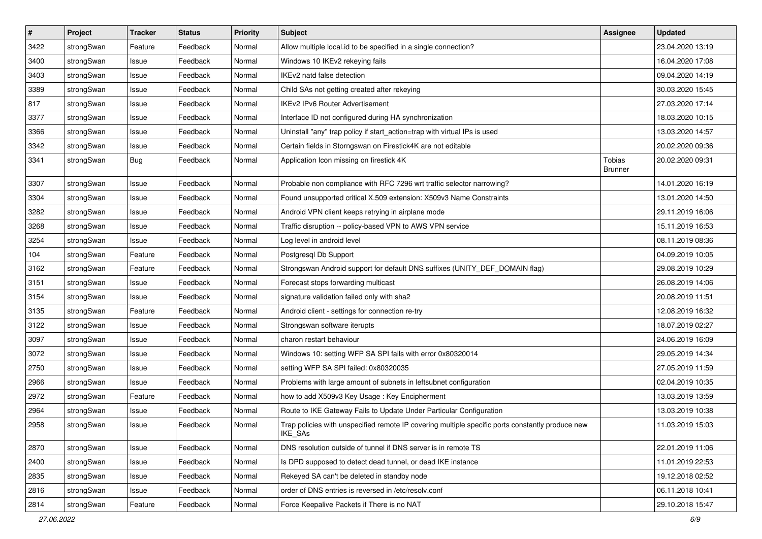| # | Project | Tracker | Status | Priority | Subject | Assignee | Updated |
|---|---|---|---|---|---|---|---|
| 3422 | strongSwan | Feature | Feedback | Normal | Allow multiple local.id to be specified in a single connection? | | 23.04.2020 13:19 |
| 3400 | strongSwan | Issue | Feedback | Normal | Windows 10 IKEv2 rekeying fails | | 16.04.2020 17:08 |
| 3403 | strongSwan | Issue | Feedback | Normal | IKEv2 natd false detection | | 09.04.2020 14:19 |
| 3389 | strongSwan | Issue | Feedback | Normal | Child SAs not getting created after rekeying | | 30.03.2020 15:45 |
| 817 | strongSwan | Issue | Feedback | Normal | IKEv2 IPv6 Router Advertisement | | 27.03.2020 17:14 |
| 3377 | strongSwan | Issue | Feedback | Normal | Interface ID not configured during HA synchronization | | 18.03.2020 10:15 |
| 3366 | strongSwan | Issue | Feedback | Normal | Uninstall "any" trap policy if start_action=trap with virtual IPs is used | | 13.03.2020 14:57 |
| 3342 | strongSwan | Issue | Feedback | Normal | Certain fields in Storngswan on Firestick4K are not editable | | 20.02.2020 09:36 |
| 3341 | strongSwan | Bug | Feedback | Normal | Application Icon missing on firestick 4K | Tobias Brunner | 20.02.2020 09:31 |
| 3307 | strongSwan | Issue | Feedback | Normal | Probable non compliance with RFC 7296 wrt traffic selector narrowing? | | 14.01.2020 16:19 |
| 3304 | strongSwan | Issue | Feedback | Normal | Found unsupported critical X.509 extension: X509v3 Name Constraints | | 13.01.2020 14:50 |
| 3282 | strongSwan | Issue | Feedback | Normal | Android VPN client keeps retrying in airplane mode | | 29.11.2019 16:06 |
| 3268 | strongSwan | Issue | Feedback | Normal | Traffic disruption -- policy-based VPN to AWS VPN service | | 15.11.2019 16:53 |
| 3254 | strongSwan | Issue | Feedback | Normal | Log level in android level | | 08.11.2019 08:36 |
| 104 | strongSwan | Feature | Feedback | Normal | Postgresql Db Support | | 04.09.2019 10:05 |
| 3162 | strongSwan | Feature | Feedback | Normal | Strongswan Android support for default DNS suffixes (UNITY_DEF_DOMAIN flag) | | 29.08.2019 10:29 |
| 3151 | strongSwan | Issue | Feedback | Normal | Forecast stops forwarding multicast | | 26.08.2019 14:06 |
| 3154 | strongSwan | Issue | Feedback | Normal | signature validation failed only with sha2 | | 20.08.2019 11:51 |
| 3135 | strongSwan | Feature | Feedback | Normal | Android client - settings for connection re-try | | 12.08.2019 16:32 |
| 3122 | strongSwan | Issue | Feedback | Normal | Strongswan software iterupts | | 18.07.2019 02:27 |
| 3097 | strongSwan | Issue | Feedback | Normal | charon restart behaviour | | 24.06.2019 16:09 |
| 3072 | strongSwan | Issue | Feedback | Normal | Windows 10: setting WFP SA SPI fails with error 0x80320014 | | 29.05.2019 14:34 |
| 2750 | strongSwan | Issue | Feedback | Normal | setting WFP SA SPI failed: 0x80320035 | | 27.05.2019 11:59 |
| 2966 | strongSwan | Issue | Feedback | Normal | Problems with large amount of subnets in leftsubnet configuration | | 02.04.2019 10:35 |
| 2972 | strongSwan | Feature | Feedback | Normal | how to add X509v3 Key Usage : Key Encipherment | | 13.03.2019 13:59 |
| 2964 | strongSwan | Issue | Feedback | Normal | Route to IKE Gateway Fails to Update Under Particular Configuration | | 13.03.2019 10:38 |
| 2958 | strongSwan | Issue | Feedback | Normal | Trap policies with unspecified remote IP covering multiple specific ports constantly produce new IKE_SAs | | 11.03.2019 15:03 |
| 2870 | strongSwan | Issue | Feedback | Normal | DNS resolution outside of tunnel if DNS server is in remote TS | | 22.01.2019 11:06 |
| 2400 | strongSwan | Issue | Feedback | Normal | Is DPD supposed to detect dead tunnel, or dead IKE instance | | 11.01.2019 22:53 |
| 2835 | strongSwan | Issue | Feedback | Normal | Rekeyed SA can't be deleted in standby node | | 19.12.2018 02:52 |
| 2816 | strongSwan | Issue | Feedback | Normal | order of DNS entries is reversed in /etc/resolv.conf | | 06.11.2018 10:41 |
| 2814 | strongSwan | Feature | Feedback | Normal | Force Keepalive Packets if There is no NAT | | 29.10.2018 15:47 |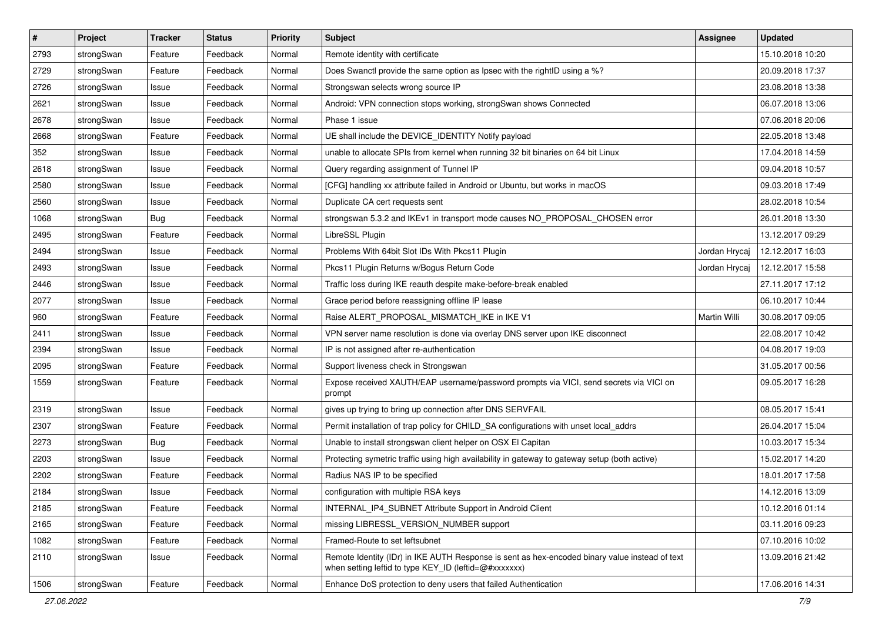| # | Project | Tracker | Status | Priority | Subject | Assignee | Updated |
|---|---|---|---|---|---|---|---|
| 2793 | strongSwan | Feature | Feedback | Normal | Remote identity with certificate | | 15.10.2018 10:20 |
| 2729 | strongSwan | Feature | Feedback | Normal | Does Swanctl provide the same option as Ipsec with the rightID using a %? | | 20.09.2018 17:37 |
| 2726 | strongSwan | Issue | Feedback | Normal | Strongswan selects wrong source IP | | 23.08.2018 13:38 |
| 2621 | strongSwan | Issue | Feedback | Normal | Android: VPN connection stops working, strongSwan shows Connected | | 06.07.2018 13:06 |
| 2678 | strongSwan | Issue | Feedback | Normal | Phase 1 issue | | 07.06.2018 20:06 |
| 2668 | strongSwan | Feature | Feedback | Normal | UE shall include the DEVICE_IDENTITY Notify payload | | 22.05.2018 13:48 |
| 352 | strongSwan | Issue | Feedback | Normal | unable to allocate SPIs from kernel when running 32 bit binaries on 64 bit Linux | | 17.04.2018 14:59 |
| 2618 | strongSwan | Issue | Feedback | Normal | Query regarding assignment of Tunnel IP | | 09.04.2018 10:57 |
| 2580 | strongSwan | Issue | Feedback | Normal | [CFG] handling xx attribute failed in Android or Ubuntu, but works in macOS | | 09.03.2018 17:49 |
| 2560 | strongSwan | Issue | Feedback | Normal | Duplicate CA cert requests sent | | 28.02.2018 10:54 |
| 1068 | strongSwan | Bug | Feedback | Normal | strongswan 5.3.2 and IKEv1 in transport mode causes NO_PROPOSAL_CHOSEN error | | 26.01.2018 13:30 |
| 2495 | strongSwan | Feature | Feedback | Normal | LibreSSL Plugin | | 13.12.2017 09:29 |
| 2494 | strongSwan | Issue | Feedback | Normal | Problems With 64bit Slot IDs With Pkcs11 Plugin | Jordan Hrycaj | 12.12.2017 16:03 |
| 2493 | strongSwan | Issue | Feedback | Normal | Pkcs11 Plugin Returns w/Bogus Return Code | Jordan Hrycaj | 12.12.2017 15:58 |
| 2446 | strongSwan | Issue | Feedback | Normal | Traffic loss during IKE reauth despite make-before-break enabled | | 27.11.2017 17:12 |
| 2077 | strongSwan | Issue | Feedback | Normal | Grace period before reassigning offline IP lease | | 06.10.2017 10:44 |
| 960 | strongSwan | Feature | Feedback | Normal | Raise ALERT_PROPOSAL_MISMATCH_IKE in IKE V1 | Martin Willi | 30.08.2017 09:05 |
| 2411 | strongSwan | Issue | Feedback | Normal | VPN server name resolution is done via overlay DNS server upon IKE disconnect | | 22.08.2017 10:42 |
| 2394 | strongSwan | Issue | Feedback | Normal | IP is not assigned after re-authentication | | 04.08.2017 19:03 |
| 2095 | strongSwan | Feature | Feedback | Normal | Support liveness check in Strongswan | | 31.05.2017 00:56 |
| 1559 | strongSwan | Feature | Feedback | Normal | Expose received XAUTH/EAP username/password prompts via VICI, send secrets via VICI on prompt | | 09.05.2017 16:28 |
| 2319 | strongSwan | Issue | Feedback | Normal | gives up trying to bring up connection after DNS SERVFAIL | | 08.05.2017 15:41 |
| 2307 | strongSwan | Feature | Feedback | Normal | Permit installation of trap policy for CHILD_SA configurations with unset local_addrs | | 26.04.2017 15:04 |
| 2273 | strongSwan | Bug | Feedback | Normal | Unable to install strongswan client helper on OSX El Capitan | | 10.03.2017 15:34 |
| 2203 | strongSwan | Issue | Feedback | Normal | Protecting symetric traffic using high availability in gateway to gateway setup (both active) | | 15.02.2017 14:20 |
| 2202 | strongSwan | Feature | Feedback | Normal | Radius NAS IP to be specified | | 18.01.2017 17:58 |
| 2184 | strongSwan | Issue | Feedback | Normal | configuration with multiple RSA keys | | 14.12.2016 13:09 |
| 2185 | strongSwan | Feature | Feedback | Normal | INTERNAL_IP4_SUBNET Attribute Support in Android Client | | 10.12.2016 01:14 |
| 2165 | strongSwan | Feature | Feedback | Normal | missing LIBRESSL_VERSION_NUMBER support | | 03.11.2016 09:23 |
| 1082 | strongSwan | Feature | Feedback | Normal | Framed-Route to set leftsubnet | | 07.10.2016 10:02 |
| 2110 | strongSwan | Issue | Feedback | Normal | Remote Identity (IDr) in IKE AUTH Response is sent as hex-encoded binary value instead of text when setting leftid to type KEY_ID (leftid=@#xxxxxxx) | | 13.09.2016 21:42 |
| 1506 | strongSwan | Feature | Feedback | Normal | Enhance DoS protection to deny users that failed Authentication | | 17.06.2016 14:31 |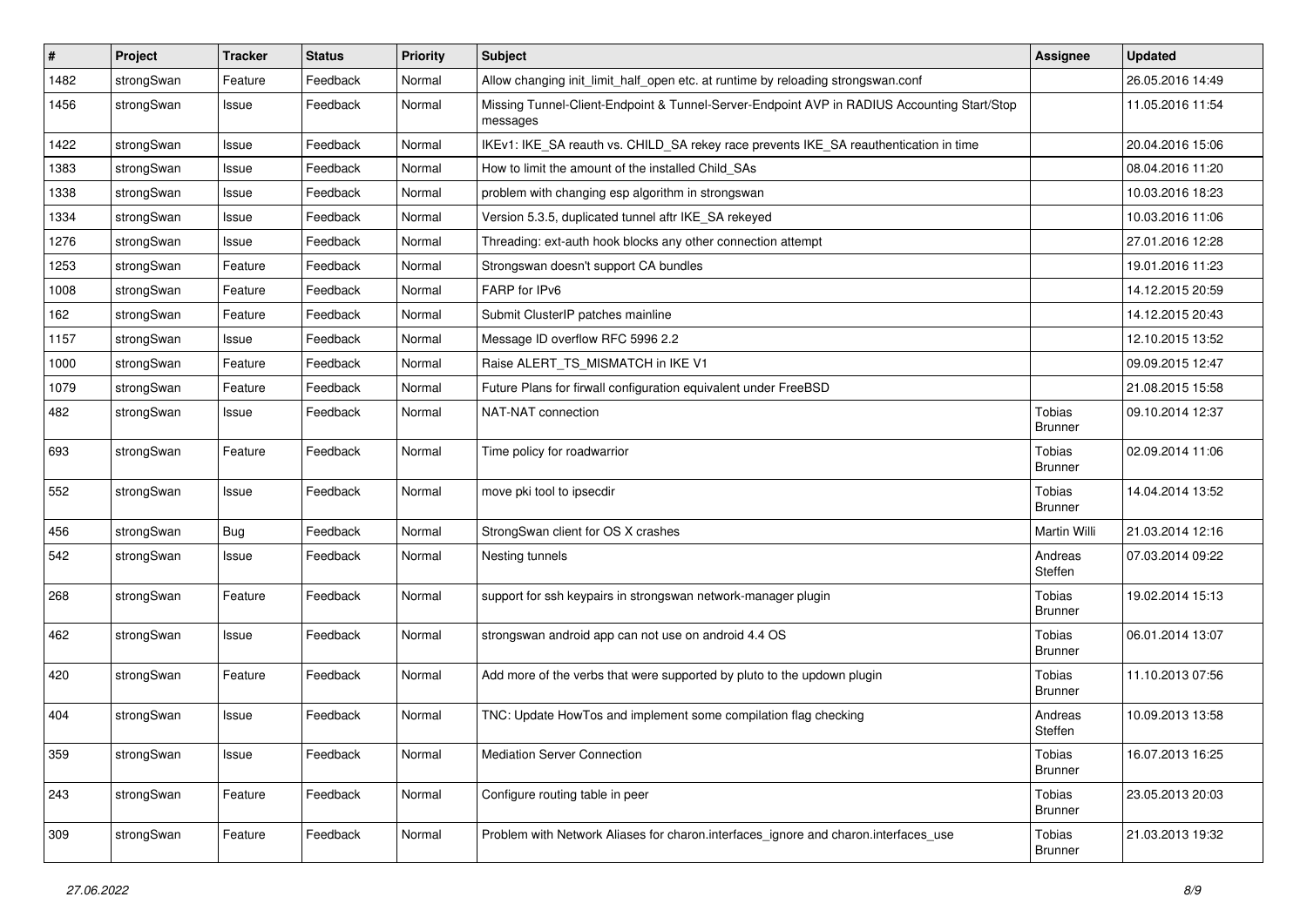| # | Project | Tracker | Status | Priority | Subject | Assignee | Updated |
|---|---|---|---|---|---|---|---|
| 1482 | strongSwan | Feature | Feedback | Normal | Allow changing init_limit_half_open etc. at runtime by reloading strongswan.conf | | 26.05.2016 14:49 |
| 1456 | strongSwan | Issue | Feedback | Normal | Missing Tunnel-Client-Endpoint & Tunnel-Server-Endpoint AVP in RADIUS Accounting Start/Stop messages | | 11.05.2016 11:54 |
| 1422 | strongSwan | Issue | Feedback | Normal | IKEv1: IKE_SA reauth vs. CHILD_SA rekey race prevents IKE_SA reauthentication in time | | 20.04.2016 15:06 |
| 1383 | strongSwan | Issue | Feedback | Normal | How to limit the amount of the installed Child_SAs | | 08.04.2016 11:20 |
| 1338 | strongSwan | Issue | Feedback | Normal | problem with changing esp algorithm in strongswan | | 10.03.2016 18:23 |
| 1334 | strongSwan | Issue | Feedback | Normal | Version 5.3.5, duplicated tunnel aftr IKE_SA rekeyed | | 10.03.2016 11:06 |
| 1276 | strongSwan | Issue | Feedback | Normal | Threading: ext-auth hook blocks any other connection attempt | | 27.01.2016 12:28 |
| 1253 | strongSwan | Feature | Feedback | Normal | Strongswan doesn't support CA bundles | | 19.01.2016 11:23 |
| 1008 | strongSwan | Feature | Feedback | Normal | FARP for IPv6 | | 14.12.2015 20:59 |
| 162 | strongSwan | Feature | Feedback | Normal | Submit ClusterIP patches mainline | | 14.12.2015 20:43 |
| 1157 | strongSwan | Issue | Feedback | Normal | Message ID overflow RFC 5996 2.2 | | 12.10.2015 13:52 |
| 1000 | strongSwan | Feature | Feedback | Normal | Raise ALERT_TS_MISMATCH in IKE V1 | | 09.09.2015 12:47 |
| 1079 | strongSwan | Feature | Feedback | Normal | Future Plans for firwall configuration equivalent under FreeBSD | | 21.08.2015 15:58 |
| 482 | strongSwan | Issue | Feedback | Normal | NAT-NAT connection | Tobias Brunner | 09.10.2014 12:37 |
| 693 | strongSwan | Feature | Feedback | Normal | Time policy for roadwarrior | Tobias Brunner | 02.09.2014 11:06 |
| 552 | strongSwan | Issue | Feedback | Normal | move pki tool to ipsecdir | Tobias Brunner | 14.04.2014 13:52 |
| 456 | strongSwan | Bug | Feedback | Normal | StrongSwan client for OS X crashes | Martin Willi | 21.03.2014 12:16 |
| 542 | strongSwan | Issue | Feedback | Normal | Nesting tunnels | Andreas Steffen | 07.03.2014 09:22 |
| 268 | strongSwan | Feature | Feedback | Normal | support for ssh keypairs in strongswan network-manager plugin | Tobias Brunner | 19.02.2014 15:13 |
| 462 | strongSwan | Issue | Feedback | Normal | strongswan android app can not use on android 4.4 OS | Tobias Brunner | 06.01.2014 13:07 |
| 420 | strongSwan | Feature | Feedback | Normal | Add more of the verbs that were supported by pluto to the updown plugin | Tobias Brunner | 11.10.2013 07:56 |
| 404 | strongSwan | Issue | Feedback | Normal | TNC: Update HowTos and implement some compilation flag checking | Andreas Steffen | 10.09.2013 13:58 |
| 359 | strongSwan | Issue | Feedback | Normal | Mediation Server Connection | Tobias Brunner | 16.07.2013 16:25 |
| 243 | strongSwan | Feature | Feedback | Normal | Configure routing table in peer | Tobias Brunner | 23.05.2013 20:03 |
| 309 | strongSwan | Feature | Feedback | Normal | Problem with Network Aliases for charon.interfaces_ignore and charon.interfaces_use | Tobias Brunner | 21.03.2013 19:32 |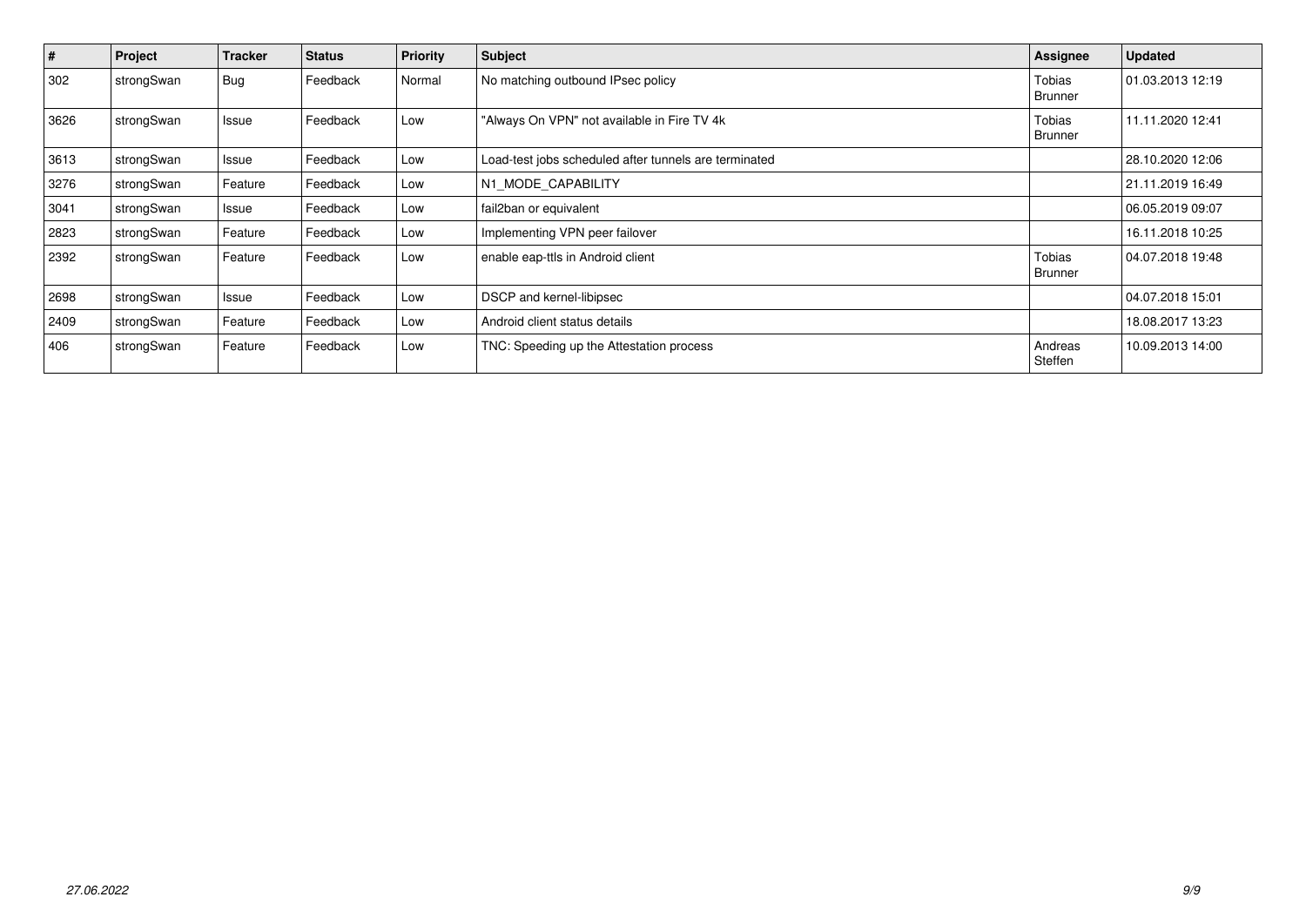| # | Project | Tracker | Status | Priority | Subject | Assignee | Updated |
|---|---|---|---|---|---|---|---|
| 302 | strongSwan | Bug | Feedback | Normal | No matching outbound IPsec policy | Tobias Brunner | 01.03.2013 12:19 |
| 3626 | strongSwan | Issue | Feedback | Low | "Always On VPN" not available in Fire TV 4k | Tobias Brunner | 11.11.2020 12:41 |
| 3613 | strongSwan | Issue | Feedback | Low | Load-test jobs scheduled after tunnels are terminated | | 28.10.2020 12:06 |
| 3276 | strongSwan | Feature | Feedback | Low | N1_MODE_CAPABILITY | | 21.11.2019 16:49 |
| 3041 | strongSwan | Issue | Feedback | Low | fail2ban or equivalent | | 06.05.2019 09:07 |
| 2823 | strongSwan | Feature | Feedback | Low | Implementing VPN peer failover | | 16.11.2018 10:25 |
| 2392 | strongSwan | Feature | Feedback | Low | enable eap-ttls in Android client | Tobias Brunner | 04.07.2018 19:48 |
| 2698 | strongSwan | Issue | Feedback | Low | DSCP and kernel-libipsec | | 04.07.2018 15:01 |
| 2409 | strongSwan | Feature | Feedback | Low | Android client status details | | 18.08.2017 13:23 |
| 406 | strongSwan | Feature | Feedback | Low | TNC: Speeding up the Attestation process | Andreas Steffen | 10.09.2013 14:00 |